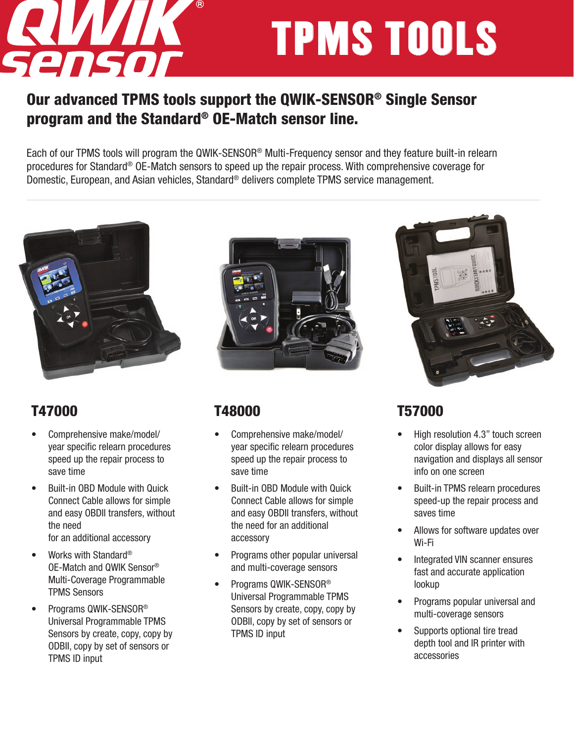# QWIK sensor® TPMS TOOLS

## Our advanced TPMS tools support the QWIK-SENSOR® Single Sensor program and the Standard® OE-Match sensor line.

Each of our TPMS tools will program the QWIK-SENSOR® Multi-Frequency sensor and they feature built-in relearn procedures for Standard® OE-Match sensors to speed up the repair process. With comprehensive coverage for Domestic, European, and Asian vehicles, Standard® delivers complete TPMS service management.

### T47000

- Comprehensive make/model/year specific relearn procedures speed up the repair process to save time
- Built-in OBD Module with Quick Connect Cable allows for simple and easy OBDII transfers, without the need for an additional accessory
- Works with Standard® OE-Match and QWIK Sensor® Multi-Coverage Programmable TPMS Sensors
- Programs QWIK-SENSOR® Universal Programmable TPMS Sensors by create, copy, copy by ODBII, copy by set of sensors or TPMS ID input

### T48000

- Comprehensive make/model/year specific relearn procedures speed up the repair process to save time
- Built-in OBD Module with Quick Connect Cable allows for simple and easy OBDII transfers, without the need for an additional accessory
- Programs other popular universal and multi-coverage sensors
- Programs QWIK-SENSOR® Universal Programmable TPMS Sensors by create, copy, copy by ODBII, copy by set of sensors or TPMS ID input

### T57000

- High resolution 4.3” touch screen color display allows for easy navigation and displays all sensor info on one screen
- Built-in TPMS relearn procedures speed-up the repair process and saves time
- Allows for software updates over Wi-Fi
- Integrated VIN scanner ensures fast and accurate application lookup
- Programs popular universal and multi-coverage sensors
- Supports optional tire tread depth tool and IR printer with accessories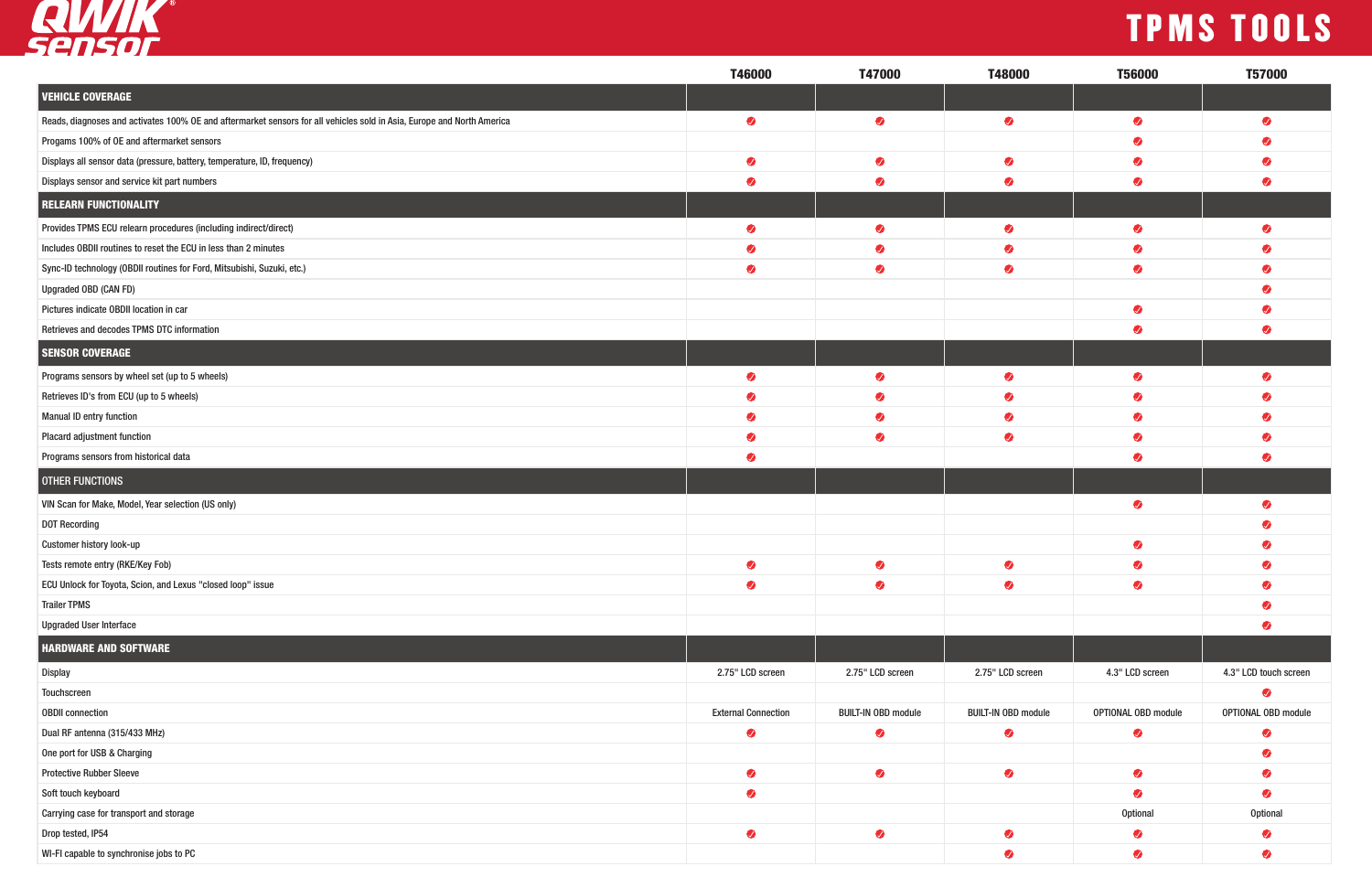# TPMS TOOLS

| | T46000 | T47000 | T48000 | T56000 | T57000 |
|---|---|---|---|---|---|
| **VEHICLE COVERAGE** | | | | | |
| Reads, diagnoses and activates 100% OE and aftermarket sensors for all vehicles sold in Asia, Europe and North America | ✓ | ✓ | ✓ | ✓ | ✓ |
| Progams 100% of OE and aftermarket sensors | | | | ✓ | ✓ |
| Displays all sensor data (pressure, battery, temperature, ID, frequency) | ✓ | ✓ | ✓ | ✓ | ✓ |
| Displays sensor and service kit part numbers | ✓ | ✓ | ✓ | ✓ | ✓ |
| **RELEARN FUNCTIONALITY** | | | | | |
| Provides TPMS ECU relearn procedures (including indirect/direct) | ✓ | ✓ | ✓ | ✓ | ✓ |
| Includes OBDII routines to reset the ECU in less than 2 minutes | ✓ | ✓ | ✓ | ✓ | ✓ |
| Sync-ID technology (OBDII routines for Ford, Mitsubishi, Suzuki, etc.) | ✓ | ✓ | ✓ | ✓ | ✓ |
| Upgraded OBD (CAN FD) | | | | | ✓ |
| Pictures indicate OBDII location in car | | | | ✓ | ✓ |
| Retrieves and decodes TPMS DTC information | | | | ✓ | ✓ |
| **SENSOR COVERAGE** | | | | | |
| Programs sensors by wheel set (up to 5 wheels) | ✓ | ✓ | ✓ | ✓ | ✓ |
| Retrieves ID's from ECU (up to 5 wheels) | ✓ | ✓ | ✓ | ✓ | ✓ |
| Manual ID entry function | ✓ | ✓ | ✓ | ✓ | ✓ |
| Placard adjustment function | ✓ | ✓ | ✓ | ✓ | ✓ |
| Programs sensors from historical data | ✓ | | | ✓ | ✓ |
| **OTHER FUNCTIONS** | | | | | |
| VIN Scan for Make, Model, Year selection (US only) | | | | ✓ | ✓ |
| DOT Recording | | | | | ✓ |
| Customer history look-up | | | | ✓ | ✓ |
| Tests remote entry (RKE/Key Fob) | ✓ | ✓ | ✓ | ✓ | ✓ |
| ECU Unlock for Toyota, Scion, and Lexus "closed loop" issue | ✓ | ✓ | ✓ | ✓ | ✓ |
| Trailer TPMS | | | | | ✓ |
| Upgraded User Interface | | | | | ✓ |
| **HARDWARE AND SOFTWARE** | | | | | |
| Display | 2.75" LCD screen | 2.75" LCD screen | 2.75" LCD screen | 4.3" LCD screen | 4.3" LCD touch screen |
| Touchscreen | | | | | ✓ |
| OBDII connection | External Connection | BUILT-IN OBD module | BUILT-IN OBD module | OPTIONAL OBD module | OPTIONAL OBD module |
| Dual RF antenna (315/433 MHz) | ✓ | ✓ | ✓ | ✓ | ✓ |
| One port for USB & Charging | | | | | ✓ |
| Protective Rubber Sleeve | ✓ | ✓ | ✓ | ✓ | ✓ |
| Soft touch keyboard | ✓ | | | ✓ | ✓ |
| Carrying case for transport and storage | | | | Optional | Optional |
| Drop tested, IP54 | ✓ | ✓ | ✓ | ✓ | ✓ |
| WI-FI capable to synchronise jobs to PC | | | ✓ | ✓ | ✓ |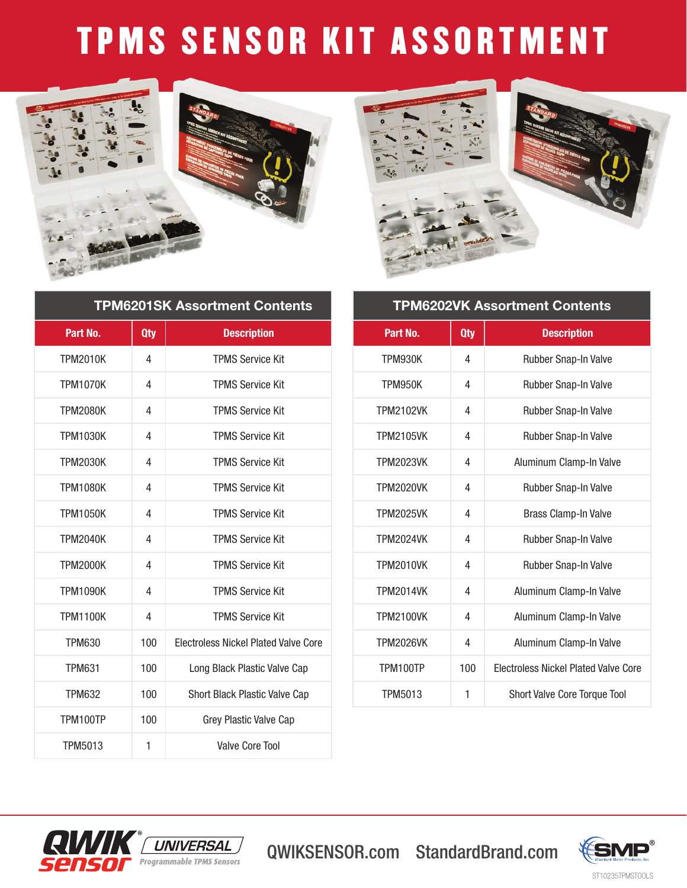# TPMS SENSOR KIT ASSORTMENT

## TPM6201SK Assortment Contents

| Part No. | Qty | Description |
|---|---|---|
| TPM2010K | 4 | TPMS Service Kit |
| TPM1070K | 4 | TPMS Service Kit |
| TPM2080K | 4 | TPMS Service Kit |
| TPM1030K | 4 | TPMS Service Kit |
| TPM2030K | 4 | TPMS Service Kit |
| TPM1080K | 4 | TPMS Service Kit |
| TPM1050K | 4 | TPMS Service Kit |
| TPM2040K | 4 | TPMS Service Kit |
| TPM2000K | 4 | TPMS Service Kit |
| TPM1090K | 4 | TPMS Service Kit |
| TPM1100K | 4 | TPMS Service Kit |
| TPM630 | 100 | Electroless Nickel Plated Valve Core |
| TPM631 | 100 | Long Black Plastic Valve Cap |
| TPM632 | 100 | Short Black Plastic Valve Cap |
| TPM100TP | 100 | Grey Plastic Valve Cap |
| TPM5013 | 1 | Valve Core Tool |

## TPM6202VK Assortment Contents

| Part No. | Qty | Description |
|---|---|---|
| TPM930K | 4 | Rubber Snap-In Valve |
| TPM950K | 4 | Rubber Snap-In Valve |
| TPM2102VK | 4 | Rubber Snap-In Valve |
| TPM2105VK | 4 | Rubber Snap-In Valve |
| TPM2023VK | 4 | Aluminum Clamp-In Valve |
| TPM2020VK | 4 | Rubber Snap-In Valve |
| TPM2025VK | 4 | Brass Clamp-In Valve |
| TPM2024VK | 4 | Rubber Snap-In Valve |
| TPM2010VK | 4 | Rubber Snap-In Valve |
| TPM2014VK | 4 | Aluminum Clamp-In Valve |
| TPM2100VK | 4 | Aluminum Clamp-In Valve |
| TPM2026VK | 4 | Aluminum Clamp-In Valve |
| TPM100TP | 100 | Electroless Nickel Plated Valve Core |
| TPM5013 | 1 | Short Valve Core Torque Tool |

QWIK Sensor® UNIVERSAL Programmable TPMS Sensors

QWIKSENSOR.com StandardBrand.com

SMP® Standard Motor Products, Inc.

ST10235TPMSTOOLS